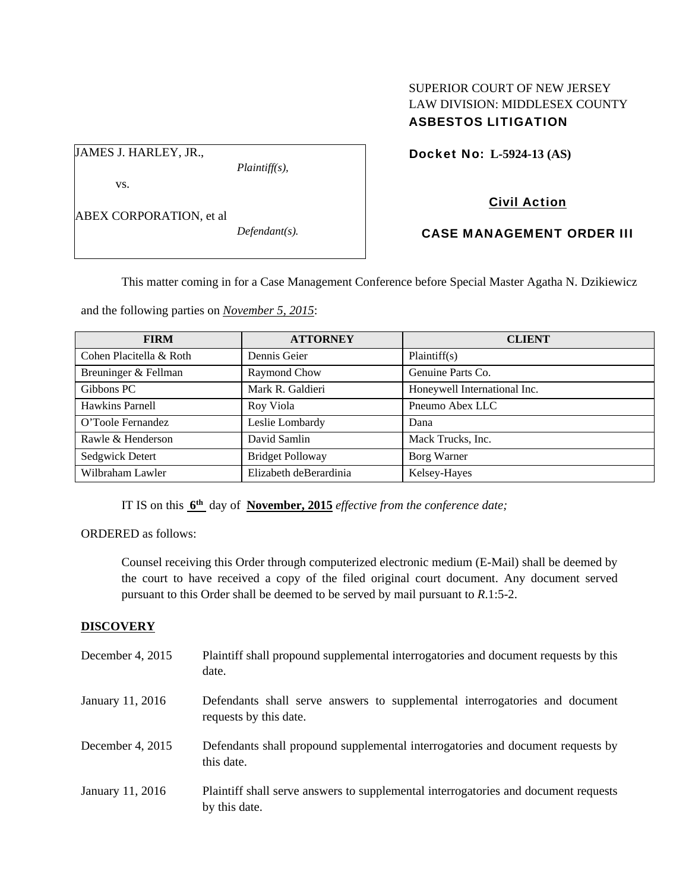SUPERIOR COURT OF NEW JERSEY
LAW DIVISION: MIDDLESEX COUNTY
**ASBESTOS LITIGATION**

JAMES J. HARLEY, JR.,
*Plaintiff(s),*

vs.

ABEX CORPORATION, et al
*Defendant(s).*

**Docket No: L-5924-13 (AS)**

**Civil Action**

**CASE MANAGEMENT ORDER III**

This matter coming in for a Case Management Conference before Special Master Agatha N. Dzikiewicz and the following parties on *November 5, 2015*:

| FIRM | ATTORNEY | CLIENT |
|---|---|---|
| Cohen Placitella & Roth | Dennis Geier | Plaintiff(s) |
| Breuninger & Fellman | Raymond Chow | Genuine Parts Co. |
| Gibbons PC | Mark R. Galdieri | Honeywell International Inc. |
| Hawkins Parnell | Roy Viola | Pneumo Abex LLC |
| O'Toole Fernandez | Leslie Lombardy | Dana |
| Rawle & Henderson | David Samlin | Mack Trucks, Inc. |
| Sedgwick Detert | Bridget Polloway | Borg Warner |
| Wilbraham Lawler | Elizabeth deBerardinia | Kelsey-Hayes |

IT IS on this **6th** day of **November, 2015** *effective from the conference date;*

ORDERED as follows:

Counsel receiving this Order through computerized electronic medium (E-Mail) shall be deemed by the court to have received a copy of the filed original court document. Any document served pursuant to this Order shall be deemed to be served by mail pursuant to *R*.1:5-2.

**DISCOVERY**

| | |
|---|---|
| December 4, 2015 | Plaintiff shall propound supplemental interrogatories and document requests by this date. |
| January 11, 2016 | Defendants shall serve answers to supplemental interrogatories and document requests by this date. |
| December 4, 2015 | Defendants shall propound supplemental interrogatories and document requests by this date. |
| January 11, 2016 | Plaintiff shall serve answers to supplemental interrogatories and document requests by this date. |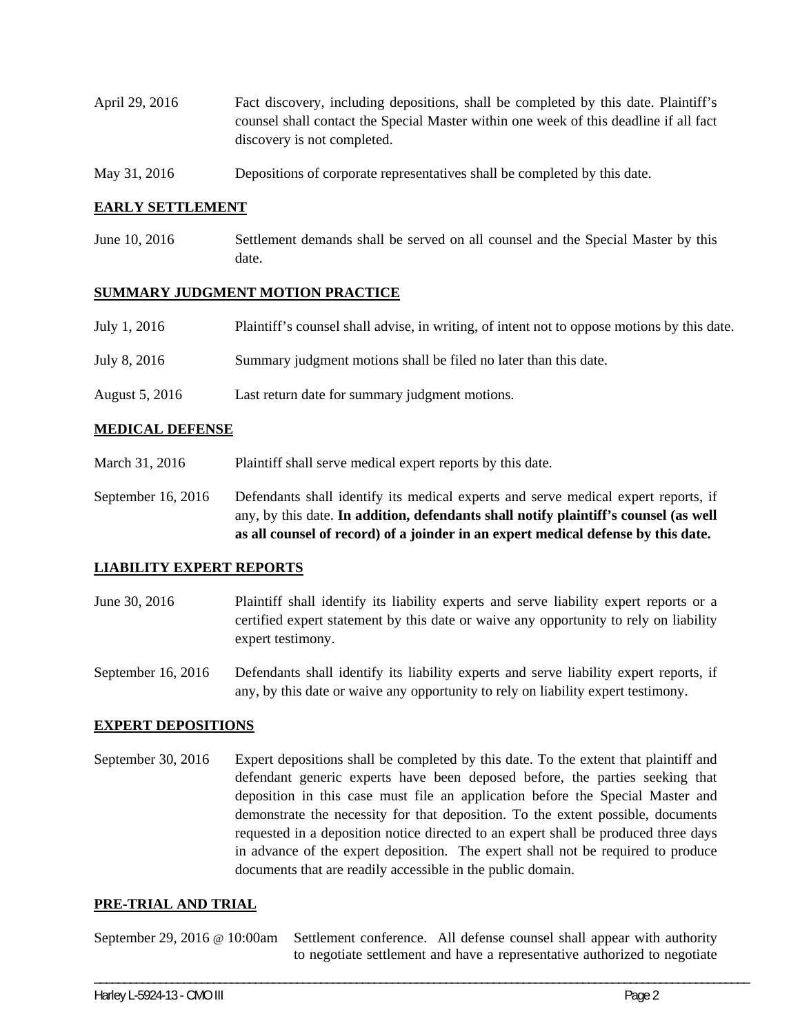| | |
|---|---|
| April 29, 2016 | Fact discovery, including depositions, shall be completed by this date. Plaintiff's counsel shall contact the Special Master within one week of this deadline if all fact discovery is not completed. |
| May 31, 2016 | Depositions of corporate representatives shall be completed by this date. |

## EARLY SETTLEMENT

| | |
|---|---|
| June 10, 2016 | Settlement demands shall be served on all counsel and the Special Master by this date. |

## SUMMARY JUDGMENT MOTION PRACTICE

| | |
|---|---|
| July 1, 2016 | Plaintiff's counsel shall advise, in writing, of intent not to oppose motions by this date. |
| July 8, 2016 | Summary judgment motions shall be filed no later than this date. |
| August 5, 2016 | Last return date for summary judgment motions. |

## MEDICAL DEFENSE

| | |
|---|---|
| March 31, 2016 | Plaintiff shall serve medical expert reports by this date. |
| September 16, 2016 | Defendants shall identify its medical experts and serve medical expert reports, if any, by this date. **In addition, defendants shall notify plaintiff's counsel (as well as all counsel of record) of a joinder in an expert medical defense by this date.** |

## LIABILITY EXPERT REPORTS

| | |
|---|---|
| June 30, 2016 | Plaintiff shall identify its liability experts and serve liability expert reports or a certified expert statement by this date or waive any opportunity to rely on liability expert testimony. |
| September 16, 2016 | Defendants shall identify its liability experts and serve liability expert reports, if any, by this date or waive any opportunity to rely on liability expert testimony. |

## EXPERT DEPOSITIONS

| | |
|---|---|
| September 30, 2016 | Expert depositions shall be completed by this date. To the extent that plaintiff and defendant generic experts have been deposed before, the parties seeking that deposition in this case must file an application before the Special Master and demonstrate the necessity for that deposition. To the extent possible, documents requested in a deposition notice directed to an expert shall be produced three days in advance of the expert deposition. The expert shall not be required to produce documents that are readily accessible in the public domain. |

## PRE-TRIAL AND TRIAL

| | |
|---|---|
| September 29, 2016 @ 10:00am | Settlement conference. All defense counsel shall appear with authority to negotiate settlement and have a representative authorized to negotiate |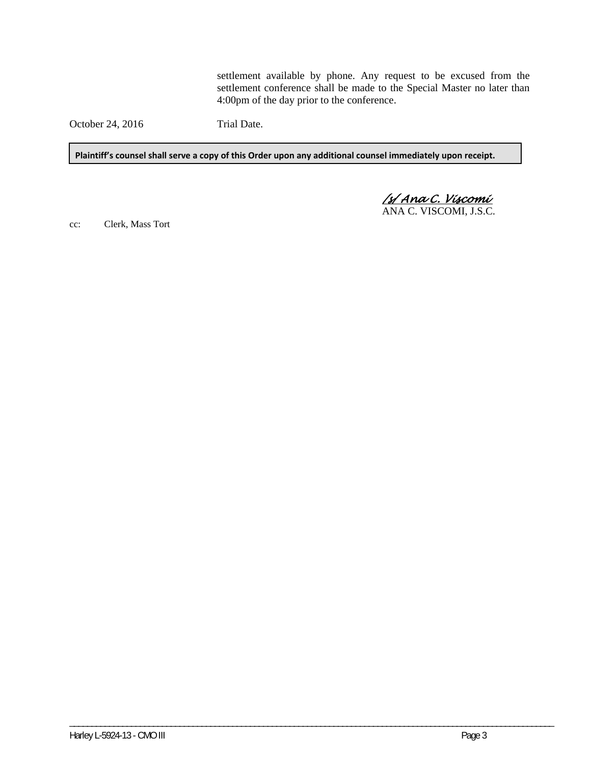| | |
|---|---|
| | settlement available by phone. Any request to be excused from the settlement conference shall be made to the Special Master no later than 4:00pm of the day prior to the conference. |
| October 24, 2016 | Trial Date. |

**Plaintiff's counsel shall serve a copy of this Order upon any additional counsel immediately upon receipt.**

*/s/ Ana C. Viscomi*
ANA C. VISCOMI, J.S.C.

cc: Clerk, Mass Tort